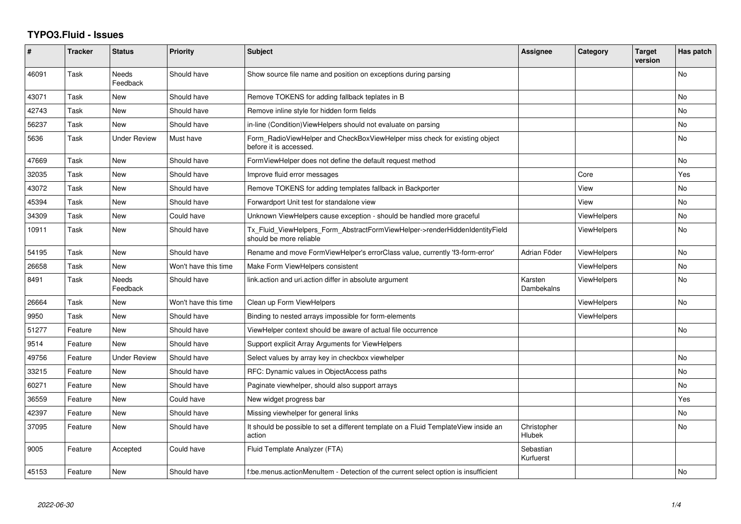# TYPO3.Fluid - Issues

| # | Tracker | Status | Priority | Subject | Assignee | Category | Target version | Has patch |
|---|---|---|---|---|---|---|---|---|
| 46091 | Task | Needs Feedback | Should have | Show source file name and position on exceptions during parsing | | | | No |
| 43071 | Task | New | Should have | Remove TOKENS for adding fallback teplates in B | | | | No |
| 42743 | Task | New | Should have | Remove inline style for hidden form fields | | | | No |
| 56237 | Task | New | Should have | in-line (Condition)ViewHelpers should not evaluate on parsing | | | | No |
| 5636 | Task | Under Review | Must have | Form_RadioViewHelper and CheckBoxViewHelper miss check for existing object before it is accessed. | | | | No |
| 47669 | Task | New | Should have | FormViewHelper does not define the default request method | | | | No |
| 32035 | Task | New | Should have | Improve fluid error messages | | Core | | Yes |
| 43072 | Task | New | Should have | Remove TOKENS for adding templates fallback in Backporter | | View | | No |
| 45394 | Task | New | Should have | Forwardport Unit test for standalone view | | View | | No |
| 34309 | Task | New | Could have | Unknown ViewHelpers cause exception - should be handled more graceful | | ViewHelpers | | No |
| 10911 | Task | New | Should have | Tx_Fluid_ViewHelpers_Form_AbstractFormViewHelper->renderHiddenIdentityField should be more reliable | | ViewHelpers | | No |
| 54195 | Task | New | Should have | Rename and move FormViewHelper's errorClass value, currently 'f3-form-error' | Adrian Föder | ViewHelpers | | No |
| 26658 | Task | New | Won't have this time | Make Form ViewHelpers consistent | | ViewHelpers | | No |
| 8491 | Task | Needs Feedback | Should have | link.action and uri.action differ in absolute argument | Karsten Dambekalns | ViewHelpers | | No |
| 26664 | Task | New | Won't have this time | Clean up Form ViewHelpers | | ViewHelpers | | No |
| 9950 | Task | New | Should have | Binding to nested arrays impossible for form-elements | | ViewHelpers | | |
| 51277 | Feature | New | Should have | ViewHelper context should be aware of actual file occurrence | | | | No |
| 9514 | Feature | New | Should have | Support explicit Array Arguments for ViewHelpers | | | | |
| 49756 | Feature | Under Review | Should have | Select values by array key in checkbox viewhelper | | | | No |
| 33215 | Feature | New | Should have | RFC: Dynamic values in ObjectAccess paths | | | | No |
| 60271 | Feature | New | Should have | Paginate viewhelper, should also support arrays | | | | No |
| 36559 | Feature | New | Could have | New widget progress bar | | | | Yes |
| 42397 | Feature | New | Should have | Missing viewhelper for general links | | | | No |
| 37095 | Feature | New | Should have | It should be possible to set a different template on a Fluid TemplateView inside an action | Christopher Hlubek | | | No |
| 9005 | Feature | Accepted | Could have | Fluid Template Analyzer (FTA) | Sebastian Kurfuerst | | | |
| 45153 | Feature | New | Should have | f:be.menus.actionMenuItem - Detection of the current select option is insufficient | | | | No |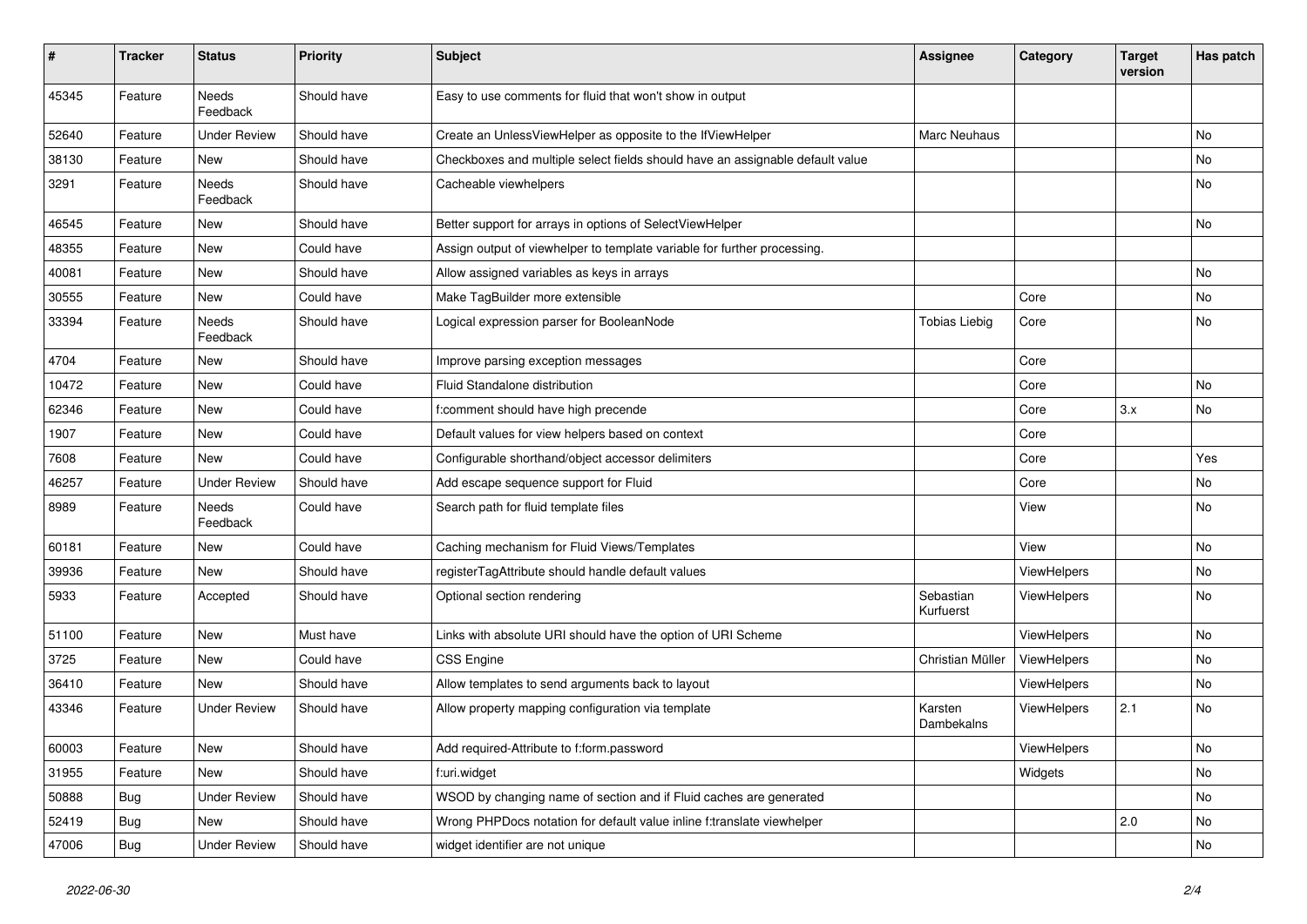| # | Tracker | Status | Priority | Subject | Assignee | Category | Target version | Has patch |
|---|---|---|---|---|---|---|---|---|
| 45345 | Feature | Needs Feedback | Should have | Easy to use comments for fluid that won't show in output | | | | |
| 52640 | Feature | Under Review | Should have | Create an UnlessViewHelper as opposite to the IfViewHelper | Marc Neuhaus | | | No |
| 38130 | Feature | New | Should have | Checkboxes and multiple select fields should have an assignable default value | | | | No |
| 3291 | Feature | Needs Feedback | Should have | Cacheable viewhelpers | | | | No |
| 46545 | Feature | New | Should have | Better support for arrays in options of SelectViewHelper | | | | No |
| 48355 | Feature | New | Could have | Assign output of viewhelper to template variable for further processing. | | | | |
| 40081 | Feature | New | Should have | Allow assigned variables as keys in arrays | | | | No |
| 30555 | Feature | New | Could have | Make TagBuilder more extensible | | Core | | No |
| 33394 | Feature | Needs Feedback | Should have | Logical expression parser for BooleanNode | Tobias Liebig | Core | | No |
| 4704 | Feature | New | Should have | Improve parsing exception messages | | Core | | |
| 10472 | Feature | New | Could have | Fluid Standalone distribution | | Core | | No |
| 62346 | Feature | New | Could have | f:comment should have high precende | | Core | 3.x | No |
| 1907 | Feature | New | Could have | Default values for view helpers based on context | | Core | | |
| 7608 | Feature | New | Could have | Configurable shorthand/object accessor delimiters | | Core | | Yes |
| 46257 | Feature | Under Review | Should have | Add escape sequence support for Fluid | | Core | | No |
| 8989 | Feature | Needs Feedback | Could have | Search path for fluid template files | | View | | No |
| 60181 | Feature | New | Could have | Caching mechanism for Fluid Views/Templates | | View | | No |
| 39936 | Feature | New | Should have | registerTagAttribute should handle default values | | ViewHelpers | | No |
| 5933 | Feature | Accepted | Should have | Optional section rendering | Sebastian Kurfuerst | ViewHelpers | | No |
| 51100 | Feature | New | Must have | Links with absolute URI should have the option of URI Scheme | | ViewHelpers | | No |
| 3725 | Feature | New | Could have | CSS Engine | Christian Müller | ViewHelpers | | No |
| 36410 | Feature | New | Should have | Allow templates to send arguments back to layout | | ViewHelpers | | No |
| 43346 | Feature | Under Review | Should have | Allow property mapping configuration via template | Karsten Dambekalns | ViewHelpers | 2.1 | No |
| 60003 | Feature | New | Should have | Add required-Attribute to f:form.password | | ViewHelpers | | No |
| 31955 | Feature | New | Should have | f:uri.widget | | Widgets | | No |
| 50888 | Bug | Under Review | Should have | WSOD by changing name of section and if Fluid caches are generated | | | | No |
| 52419 | Bug | New | Should have | Wrong PHPDocs notation for default value inline f:translate viewhelper | | | 2.0 | No |
| 47006 | Bug | Under Review | Should have | widget identifier are not unique | | | | No |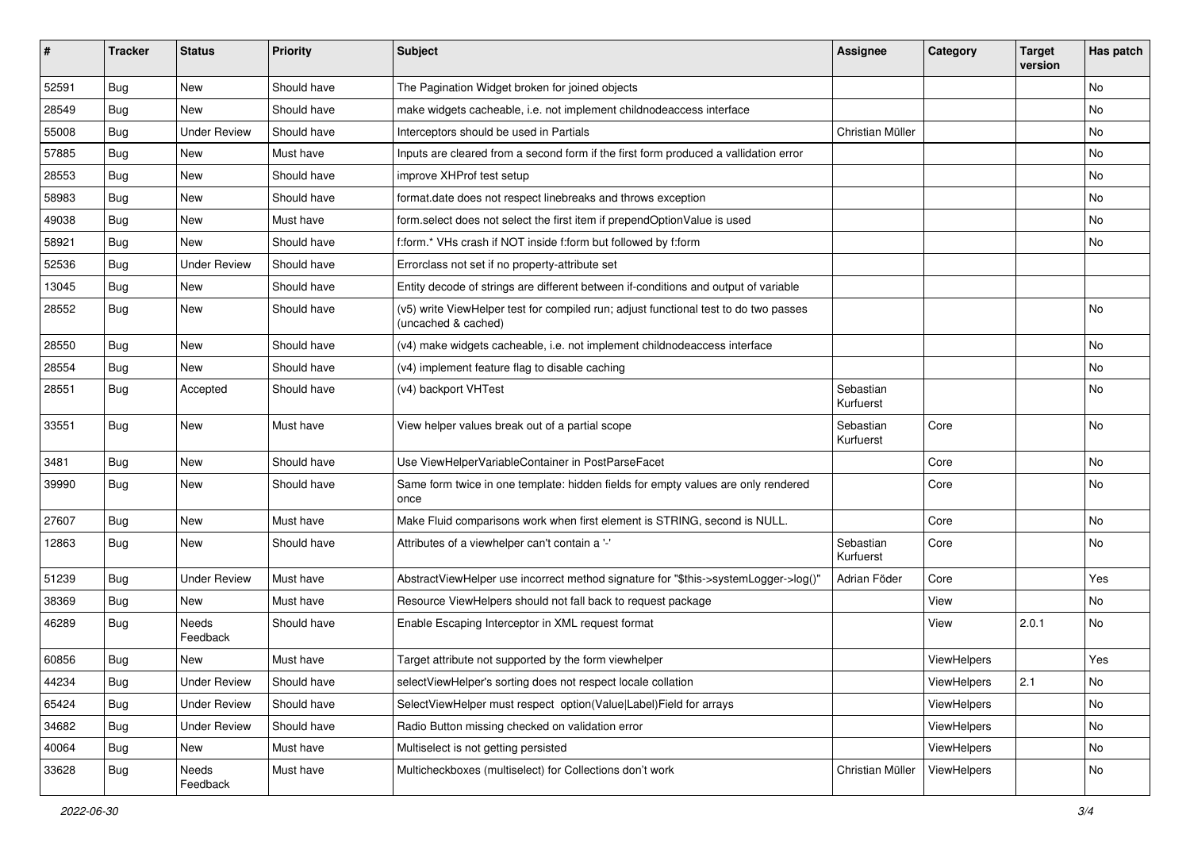| # | Tracker | Status | Priority | Subject | Assignee | Category | Target version | Has patch |
|---|---|---|---|---|---|---|---|---|
| 52591 | Bug | New | Should have | The Pagination Widget broken for joined objects | | | | No |
| 28549 | Bug | New | Should have | make widgets cacheable, i.e. not implement childnodeaccess interface | | | | No |
| 55008 | Bug | Under Review | Should have | Interceptors should be used in Partials | Christian Müller | | | No |
| 57885 | Bug | New | Must have | Inputs are cleared from a second form if the first form produced a vallidation error | | | | No |
| 28553 | Bug | New | Should have | improve XHProf test setup | | | | No |
| 58983 | Bug | New | Should have | format.date does not respect linebreaks and throws exception | | | | No |
| 49038 | Bug | New | Must have | form.select does not select the first item if prependOptionValue is used | | | | No |
| 58921 | Bug | New | Should have | f:form.* VHs crash if NOT inside f:form but followed by f:form | | | | No |
| 52536 | Bug | Under Review | Should have | Errorclass not set if no property-attribute set | | | | |
| 13045 | Bug | New | Should have | Entity decode of strings are different between if-conditions and output of variable | | | | |
| 28552 | Bug | New | Should have | (v5) write ViewHelper test for compiled run; adjust functional test to do two passes (uncached & cached) | | | | No |
| 28550 | Bug | New | Should have | (v4) make widgets cacheable, i.e. not implement childnodeaccess interface | | | | No |
| 28554 | Bug | New | Should have | (v4) implement feature flag to disable caching | | | | No |
| 28551 | Bug | Accepted | Should have | (v4) backport VHTest | Sebastian Kurfuerst | | | No |
| 33551 | Bug | New | Must have | View helper values break out of a partial scope | Sebastian Kurfuerst | Core | | No |
| 3481 | Bug | New | Should have | Use ViewHelperVariableContainer in PostParseFacet | | Core | | No |
| 39990 | Bug | New | Should have | Same form twice in one template: hidden fields for empty values are only rendered once | | Core | | No |
| 27607 | Bug | New | Must have | Make Fluid comparisons work when first element is STRING, second is NULL. | | Core | | No |
| 12863 | Bug | New | Should have | Attributes of a viewhelper can't contain a '-' | Sebastian Kurfuerst | Core | | No |
| 51239 | Bug | Under Review | Must have | AbstractViewHelper use incorrect method signature for "$this->systemLogger->log()" | Adrian Föder | Core | | Yes |
| 38369 | Bug | New | Must have | Resource ViewHelpers should not fall back to request package | | View | | No |
| 46289 | Bug | Needs Feedback | Should have | Enable Escaping Interceptor in XML request format | | View | 2.0.1 | No |
| 60856 | Bug | New | Must have | Target attribute not supported by the form viewhelper | | ViewHelpers | | Yes |
| 44234 | Bug | Under Review | Should have | selectViewHelper's sorting does not respect locale collation | | ViewHelpers | 2.1 | No |
| 65424 | Bug | Under Review | Should have | SelectViewHelper must respect option(Value\|Label)Field for arrays | | ViewHelpers | | No |
| 34682 | Bug | Under Review | Should have | Radio Button missing checked on validation error | | ViewHelpers | | No |
| 40064 | Bug | New | Must have | Multiselect is not getting persisted | | ViewHelpers | | No |
| 33628 | Bug | Needs Feedback | Must have | Multicheckboxes (multiselect) for Collections don't work | Christian Müller | ViewHelpers | | No |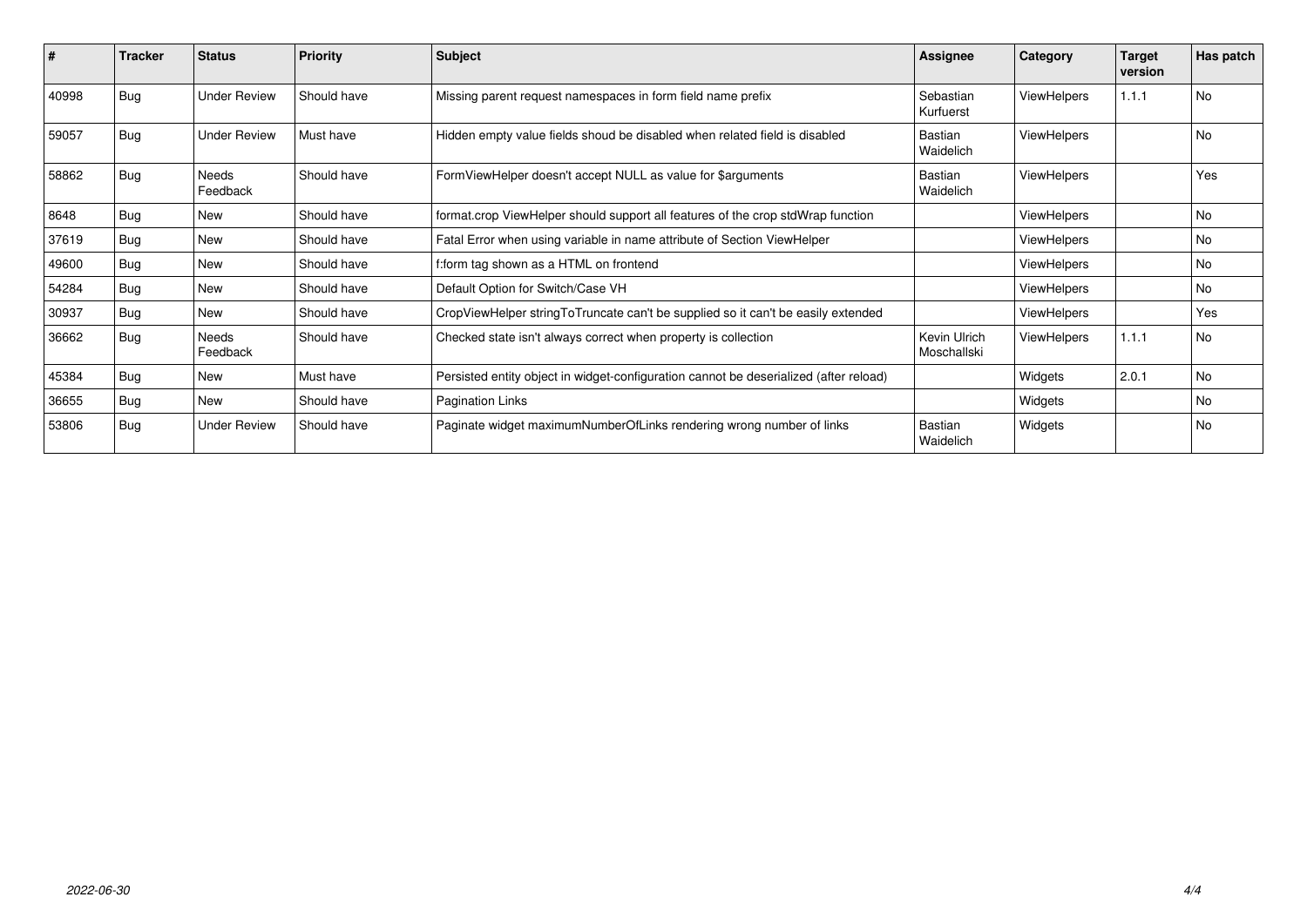| # | Tracker | Status | Priority | Subject | Assignee | Category | Target version | Has patch |
|---|---|---|---|---|---|---|---|---|
| 40998 | Bug | Under Review | Should have | Missing parent request namespaces in form field name prefix | Sebastian Kurfuerst | ViewHelpers | 1.1.1 | No |
| 59057 | Bug | Under Review | Must have | Hidden empty value fields shoud be disabled when related field is disabled | Bastian Waidelich | ViewHelpers | | No |
| 58862 | Bug | Needs Feedback | Should have | FormViewHelper doesn't accept NULL as value for $arguments | Bastian Waidelich | ViewHelpers | | Yes |
| 8648 | Bug | New | Should have | format.crop ViewHelper should support all features of the crop stdWrap function | | ViewHelpers | | No |
| 37619 | Bug | New | Should have | Fatal Error when using variable in name attribute of Section ViewHelper | | ViewHelpers | | No |
| 49600 | Bug | New | Should have | f:form tag shown as a HTML on frontend | | ViewHelpers | | No |
| 54284 | Bug | New | Should have | Default Option for Switch/Case VH | | ViewHelpers | | No |
| 30937 | Bug | New | Should have | CropViewHelper stringToTruncate can't be supplied so it can't be easily extended | | ViewHelpers | | Yes |
| 36662 | Bug | Needs Feedback | Should have | Checked state isn't always correct when property is collection | Kevin Ulrich Moschallski | ViewHelpers | 1.1.1 | No |
| 45384 | Bug | New | Must have | Persisted entity object in widget-configuration cannot be deserialized (after reload) | | Widgets | 2.0.1 | No |
| 36655 | Bug | New | Should have | Pagination Links | | Widgets | | No |
| 53806 | Bug | Under Review | Should have | Paginate widget maximumNumberOfLinks rendering wrong number of links | Bastian Waidelich | Widgets | | No |

*2022-06-30*